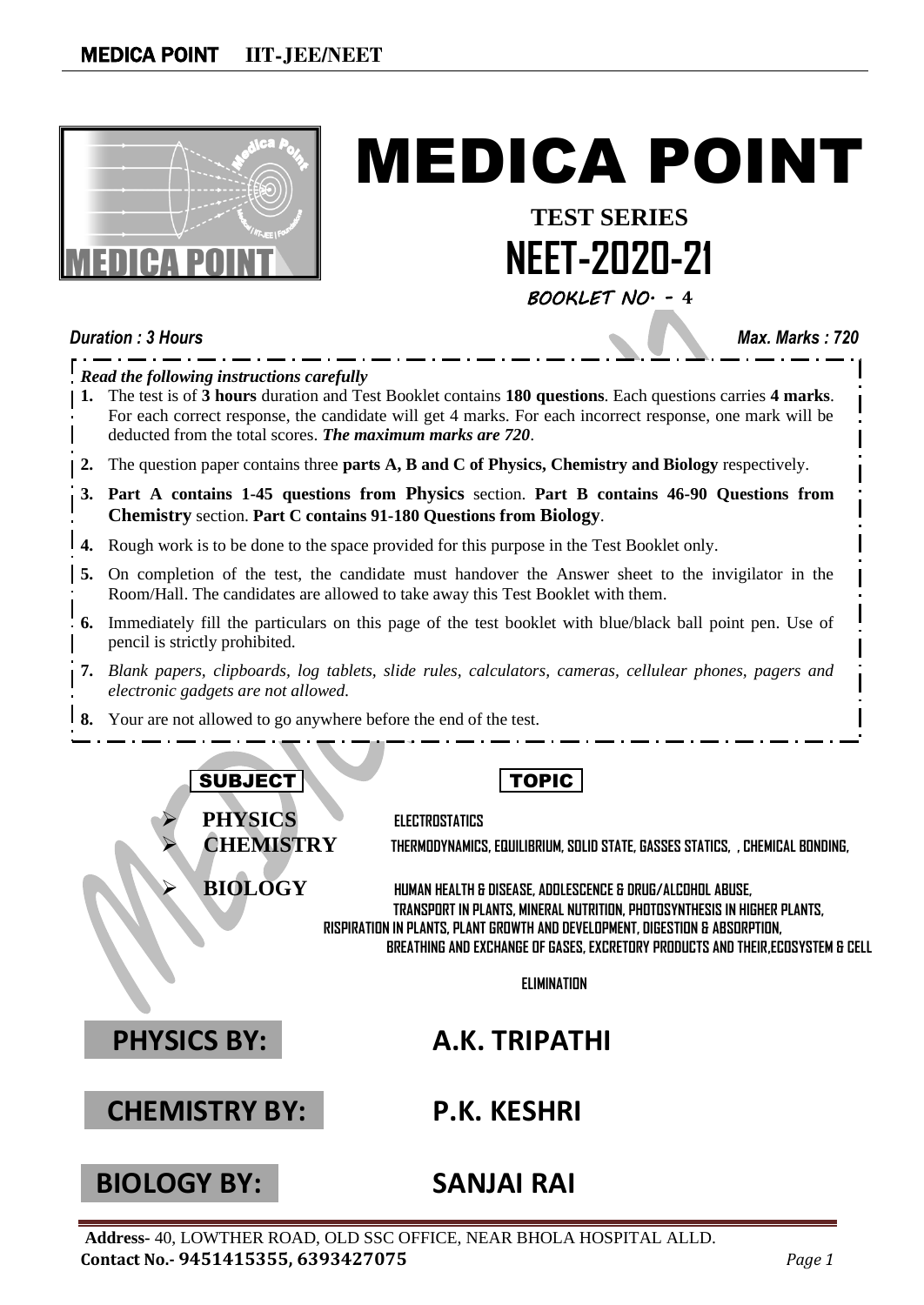# MEDICA POINT

**TEST SERIES**

## NEET-2020-21

**BOOKLET NO. - 4**

*Duration : 3 Hours* *Max. Marks : 720*

*Read the following instructions carefully*

1. The test is of **3 hours** duration and Test Booklet contains **180 questions**. Each questions carries **4 marks**. For each correct response, the candidate will get 4 marks. For each incorrect response, one mark will be deducted from the total scores. ***The maximum marks are 720***.
2. The question paper contains three **parts A, B and C of Physics, Chemistry and Biology** respectively.
3. **Part A contains 1-45 questions from Physics** section. **Part B contains 46-90 Questions from Chemistry** section. **Part C contains 91-180 Questions from Biology**.
4. Rough work is to be done to the space provided for this purpose in the Test Booklet only.
5. On completion of the test, the candidate must handover the Answer sheet to the invigilator in the Room/Hall. The candidates are allowed to take away this Test Booklet with them.
6. Immediately fill the particulars on this page of the test booklet with blue/black ball point pen. Use of pencil is strictly prohibited.
7. *Blank papers, clipboards, log tablets, slide rules, calculators, cameras, cellulear phones, pagers and electronic gadgets are not allowed.*
8. Your are not allowed to go anywhere before the end of the test.

| SUBJECT | TOPIC |
|---|---|
| PHYSICS | ELECTROSTATICS |
| CHEMISTRY | THERMODYNAMICS, EQUILIBRIUM, SOLID STATE, GASSES STATICS, , CHEMICAL BONDING, |
| BIOLOGY | HUMAN HEALTH & DISEASE, ADOLESCENCE & DRUG/ALCOHOL ABUSE, TRANSPORT IN PLANTS, MINERAL NUTRITION, PHOTOSYNTHESIS IN HIGHER PLANTS, RISPIRATION IN PLANTS, PLANT GROWTH AND DEVELOPMENT, DIGESTION & ABSORPTION, BREATHING AND EXCHANGE OF GASES, EXCRETORY PRODUCTS AND THEIR,ECOSYSTEM & CELL ELIMINATION |

**PHYSICS BY:** A.K. TRIPATHI

**CHEMISTRY BY:** P.K. KESHRI

**BIOLOGY BY:** SANJAI RAI

**Address-** 40, LOWTHER ROAD, OLD SSC OFFICE, NEAR BHOLA HOSPITAL ALLD.
**Contact No.- 9451415355, 6393427075**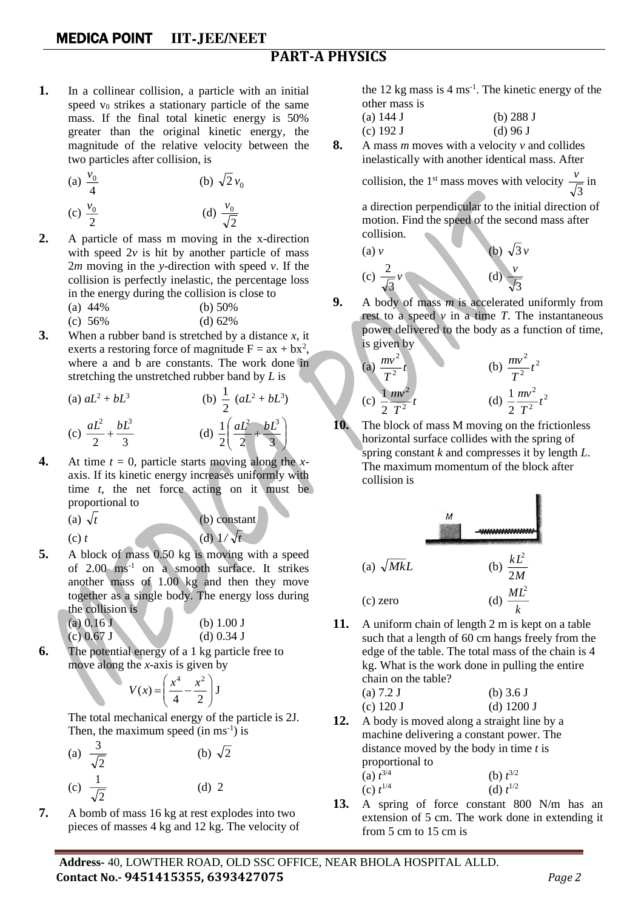## PART-A PHYSICS

**1.** In a collinear collision, a particle with an initial speed $v_0$ strikes a stationary particle of the same mass. If the final total kinetic energy is 50% greater than the original kinetic energy, the magnitude of the relative velocity between the two particles after collision, is

(a) $\frac{v_0}{4}$ (b) $\sqrt{2}\, v_0$

(c) $\frac{v_0}{2}$ (d) $\frac{v_0}{\sqrt{2}}$

**2.** A particle of mass m moving in the x-direction with speed $2v$ is hit by another particle of mass $2m$ moving in the $y$-direction with speed $v$. If the collision is perfectly inelastic, the percentage loss in the energy during the collision is close to

(a) 44% (b) 50%

(c) 56% (d) 62%

**3.** When a rubber band is stretched by a distance $x$, it exerts a restoring force of magnitude $F = ax + bx^2$, where a and b are constants. The work done in stretching the unstretched rubber band by $L$ is

(a) $aL^2 + bL^3$ (b) $\frac{1}{2}(aL^2 + bL^3)$

(c) $\frac{aL^2}{2} + \frac{bL^3}{3}$ (d) $\frac{1}{2}\left(\frac{aL^2}{2} + \frac{bL^3}{3}\right)$

**4.** At time $t = 0$, particle starts moving along the $x$-axis. If its kinetic energy increases uniformly with time $t$, the net force acting on it must be proportional to

(a) $\sqrt{t}$ (b) constant

(c) $t$ (d) $1/\sqrt{t}$

**5.** A block of mass 0.50 kg is moving with a speed of 2.00 $ms^{-1}$ on a smooth surface. It strikes another mass of 1.00 kg and then they move together as a single body. The energy loss during the collision is

(a) 0.16 J (b) 1.00 J

(c) 0.67 J (d) 0.34 J

**6.** The potential energy of a 1 kg particle free to move along the $x$-axis is given by

$$V(x) = \left(\frac{x^4}{4} - \frac{x^2}{2}\right) \text{J}$$

The total mechanical energy of the particle is 2J. Then, the maximum speed (in $ms^{-1}$) is

(a) $\frac{3}{\sqrt{2}}$ (b) $\sqrt{2}$

(c) $\frac{1}{\sqrt{2}}$ (d) 2

**7.** A bomb of mass 16 kg at rest explodes into two pieces of masses 4 kg and 12 kg. The velocity of the 12 kg mass is 4 $ms^{-1}$. The kinetic energy of the other mass is

(a) 144 J (b) 288 J

(c) 192 J (d) 96 J

**8.** A mass $m$ moves with a velocity $v$ and collides inelastically with another identical mass. After collision, the 1st mass moves with velocity $\frac{v}{\sqrt{3}}$ in a direction perpendicular to the initial direction of motion. Find the speed of the second mass after collision.

(a) $v$ (b) $\sqrt{3}\,v$

(c) $\frac{2}{\sqrt{3}}v$ (d) $\frac{v}{\sqrt{3}}$

**9.** A body of mass $m$ is accelerated uniformly from rest to a speed $v$ in a time $T$. The instantaneous power delivered to the body as a function of time, is given by

(a) $\frac{mv^2}{T^2}t$ (b) $\frac{mv^2}{T^2}t^2$

(c) $\frac{1}{2}\frac{mv^2}{T^2}t$ (d) $\frac{1}{2}\frac{mv^2}{T^2}t^2$

**10.** The block of mass M moving on the frictionless horizontal surface collides with the spring of spring constant $k$ and compresses it by length $L$. The maximum momentum of the block after collision is

(a) $\sqrt{MkL}$ (b) $\frac{kL^2}{2M}$

(c) zero (d) $\frac{ML^2}{k}$

**11.** A uniform chain of length 2 m is kept on a table such that a length of 60 cm hangs freely from the edge of the table. The total mass of the chain is 4 kg. What is the work done in pulling the entire chain on the table?

(a) 7.2 J (b) 3.6 J

(c) 120 J (d) 1200 J

**12.** A body is moved along a straight line by a machine delivering a constant power. The distance moved by the body in time $t$ is proportional to

(a) $t^{3/4}$ (b) $t^{3/2}$

(c) $t^{1/4}$ (d) $t^{1/2}$

**13.** A spring of force constant 800 N/m has an extension of 5 cm. The work done in extending it from 5 cm to 15 cm is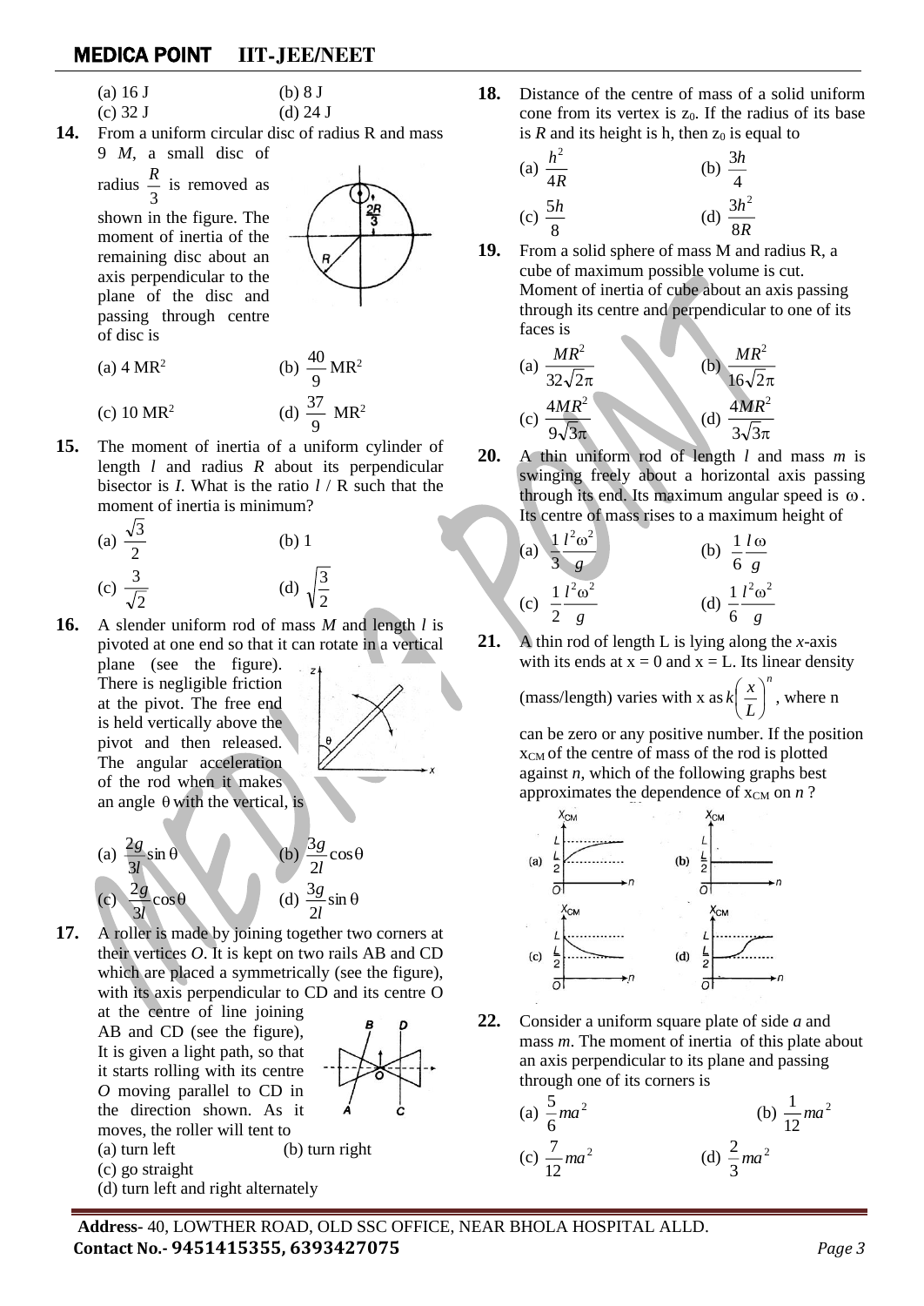(a) 16 J (b) 8 J

(c) 32 J (d) 24 J

**14.** From a uniform circular disc of radius R and mass 9 *M*, a small disc of radius $\frac{R}{3}$ is removed as shown in the figure. The moment of inertia of the remaining disc about an axis perpendicular to the plane of the disc and passing through centre of disc is

(a) 4 $MR^2$ (b) $\frac{40}{9}$ $MR^2$

(c) 10 $MR^2$ (d) $\frac{37}{9}$ $MR^2$

**15.** The moment of inertia of a uniform cylinder of length *l* and radius *R* about its perpendicular bisector is *I*. What is the ratio *l* / R such that the moment of inertia is minimum?

(a) $\frac{\sqrt{3}}{2}$ (b) 1

(c) $\frac{3}{\sqrt{2}}$ (d) $\sqrt{\frac{3}{2}}$

**16.** A slender uniform rod of mass *M* and length *l* is pivoted at one end so that it can rotate in a vertical plane (see the figure). There is negligible friction at the pivot. The free end is held vertically above the pivot and then released. The angular acceleration of the rod when it makes an angle $\theta$ with the vertical, is

(a) $\frac{2g}{3l}\sin\theta$ (b) $\frac{3g}{2l}\cos\theta$

(c) $\frac{2g}{3l}\cos\theta$ (d) $\frac{3g}{2l}\sin\theta$

**17.** A roller is made by joining together two corners at their vertices *O*. It is kept on two rails AB and CD which are placed a symmetrically (see the figure), with its axis perpendicular to CD and its centre O at the centre of line joining AB and CD (see the figure), It is given a light path, so that it starts rolling with its centre *O* moving parallel to CD in the direction shown. As it moves, the roller will tent to

(a) turn left (b) turn right

(c) go straight

(d) turn left and right alternately

**18.** Distance of the centre of mass of a solid uniform cone from its vertex is $z_0$. If the radius of its base is *R* and its height is h, then $z_0$ is equal to

(a) $\frac{h^2}{4R}$ (b) $\frac{3h}{4}$

(c) $\frac{5h}{8}$ (d) $\frac{3h^2}{8R}$

**19.** From a solid sphere of mass M and radius R, a cube of maximum possible volume is cut. Moment of inertia of cube about an axis passing through its centre and perpendicular to one of its faces is

(a) $\frac{MR^2}{32\sqrt{2}\pi}$ (b) $\frac{MR^2}{16\sqrt{2}\pi}$

(c) $\frac{4MR^2}{9\sqrt{3}\pi}$ (d) $\frac{4MR^2}{3\sqrt{3}\pi}$

**20.** A thin uniform rod of length *l* and mass *m* is swinging freely about a horizontal axis passing through its end. Its maximum angular speed is $\omega$. Its centre of mass rises to a maximum height of

(a) $\frac{1}{3}\frac{l^2\omega^2}{g}$ (b) $\frac{1}{6}\frac{l\omega}{g}$

(c) $\frac{1}{2}\frac{l^2\omega^2}{g}$ (d) $\frac{1}{6}\frac{l^2\omega^2}{g}$

**21.** A thin rod of length L is lying along the *x*-axis with its ends at x = 0 and x = L. Its linear density (mass/length) varies with x as $k\left(\frac{x}{L}\right)^n$, where n can be zero or any positive number. If the position $x_{CM}$ of the centre of mass of the rod is plotted against *n*, which of the following graphs best approximates the dependence of $x_{CM}$ on *n* ?

**22.** Consider a uniform square plate of side *a* and mass *m*. The moment of inertia of this plate about an axis perpendicular to its plane and passing through one of its corners is

(a) $\frac{5}{6}ma^2$ (b) $\frac{1}{12}ma^2$

(c) $\frac{7}{12}ma^2$ (d) $\frac{2}{3}ma^2$

**Address-** 40, LOWTHER ROAD, OLD SSC OFFICE, NEAR BHOLA HOSPITAL ALLD.
**Contact No.- 9451415355, 6393427075**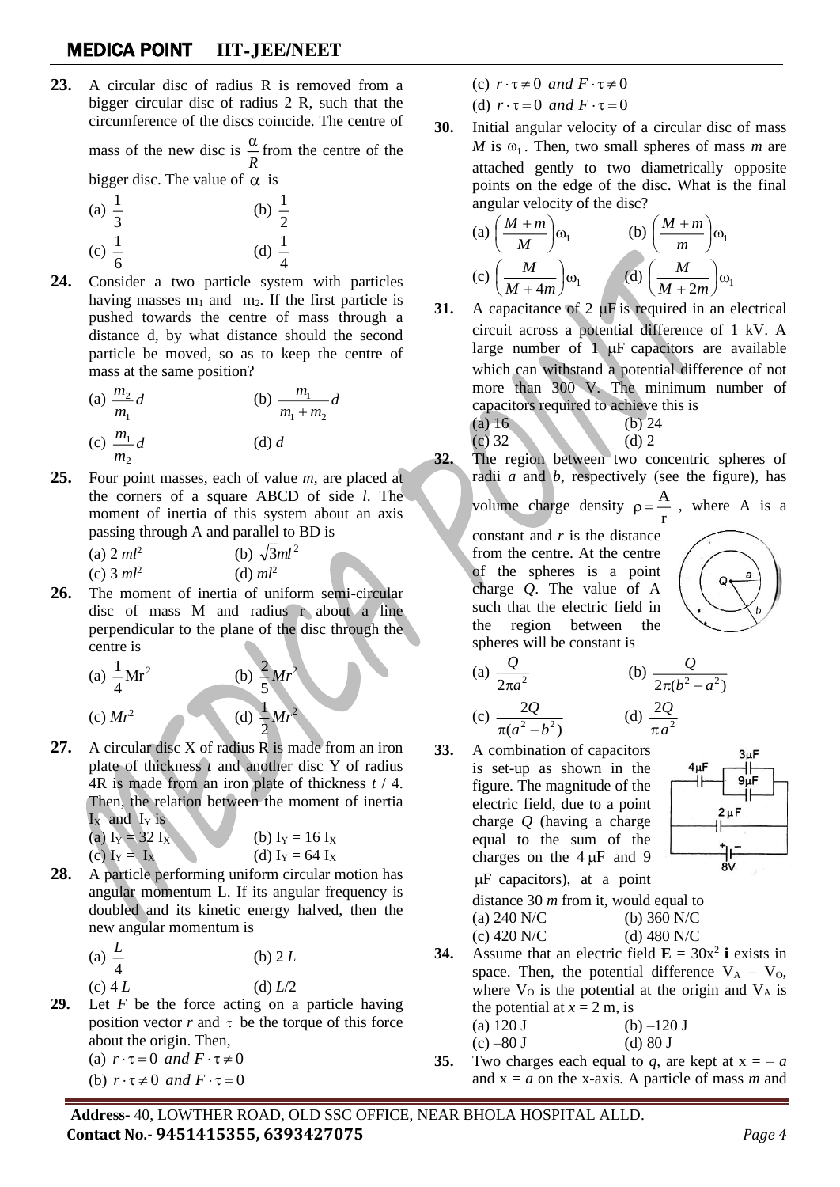**23.** A circular disc of radius R is removed from a bigger circular disc of radius 2 R, such that the circumference of the discs coincide. The centre of mass of the new disc is $\frac{\alpha}{R}$ from the centre of the bigger disc. The value of $\alpha$ is

(a) $\frac{1}{3}$ (b) $\frac{1}{2}$
(c) $\frac{1}{6}$ (d) $\frac{1}{4}$

**24.** Consider a two particle system with particles having masses $m_1$ and $m_2$. If the first particle is pushed towards the centre of mass through a distance d, by what distance should the second particle be moved, so as to keep the centre of mass at the same position?

(a) $\frac{m_2}{m_1}d$ (b) $\frac{m_1}{m_1+m_2}d$
(c) $\frac{m_1}{m_2}d$ (d) $d$

**25.** Four point masses, each of value *m*, are placed at the corners of a square ABCD of side *l*. The moment of inertia of this system about an axis passing through A and parallel to BD is

(a) $2\,ml^2$ (b) $\sqrt{3}ml^2$
(c) $3\,ml^2$ (d) $ml^2$

**26.** The moment of inertia of uniform semi-circular disc of mass M and radius r about a line perpendicular to the plane of the disc through the centre is

(a) $\frac{1}{4}Mr^2$ (b) $\frac{2}{5}Mr^2$
(c) $Mr^2$ (d) $\frac{1}{2}Mr^2$

**27.** A circular disc X of radius R is made from an iron plate of thickness *t* and another disc Y of radius 4R is made from an iron plate of thickness *t* / 4. Then, the relation between the moment of inertia $I_X$ and $I_Y$ is

(a) $I_Y = 32\,I_X$ (b) $I_Y = 16\,I_X$
(c) $I_Y = I_X$ (d) $I_Y = 64\,I_X$

**28.** A particle performing uniform circular motion has angular momentum L. If its angular frequency is doubled and its kinetic energy halved, then the new angular momentum is

(a) $\frac{L}{4}$ (b) $2\,L$
(c) $4\,L$ (d) $L/2$

**29.** Let $F$ be the force acting on a particle having position vector $r$ and $\tau$ be the torque of this force about the origin. Then,

(a) $r \cdot \tau = 0$ *and* $F \cdot \tau \neq 0$
(b) $r \cdot \tau \neq 0$ *and* $F \cdot \tau = 0$
(c) $r \cdot \tau \neq 0$ *and* $F \cdot \tau \neq 0$
(d) $r \cdot \tau = 0$ *and* $F \cdot \tau = 0$

**30.** Initial angular velocity of a circular disc of mass *M* is $\omega_1$. Then, two small spheres of mass *m* are attached gently to two diametrically opposite points on the edge of the disc. What is the final angular velocity of the disc?

(a) $\left(\frac{M+m}{M}\right)\omega_1$ (b) $\left(\frac{M+m}{m}\right)\omega_1$
(c) $\left(\frac{M}{M+4m}\right)\omega_1$ (d) $\left(\frac{M}{M+2m}\right)\omega_1$

**31.** A capacitance of 2 μF is required in an electrical circuit across a potential difference of 1 kV. A large number of 1 μF capacitors are available which can withstand a potential difference of not more than 300 V. The minimum number of capacitors required to achieve this is

(a) 16 (b) 24
(c) 32 (d) 2

**32.** The region between two concentric spheres of radii *a* and *b*, respectively (see the figure), has volume charge density $\rho = \frac{A}{r}$, where A is a constant and *r* is the distance from the centre. At the centre of the spheres is a point charge *Q*. The value of A such that the electric field in the region between the spheres will be constant is

(a) $\frac{Q}{2\pi a^2}$ (b) $\frac{Q}{2\pi(b^2-a^2)}$
(c) $\frac{2Q}{\pi(a^2-b^2)}$ (d) $\frac{2Q}{\pi a^2}$

**33.** A combination of capacitors is set-up as shown in the figure. The magnitude of the electric field, due to a point charge *Q* (having a charge equal to the sum of the charges on the 4 μF and 9 μF capacitors), at a point distance 30 *m* from it, would equal to

(a) 240 N/C (b) 360 N/C
(c) 420 N/C (d) 480 N/C

**34.** Assume that an electric field $\mathbf{E} = 30x^2\,\mathbf{i}$ exists in space. Then, the potential difference $V_A - V_O$, where $V_O$ is the potential at the origin and $V_A$ is the potential at $x = 2$ m, is

(a) 120 J (b) –120 J
(c) –80 J (d) 80 J

**35.** Two charges each equal to *q*, are kept at x = – *a* and x = *a* on the x-axis. A particle of mass *m* and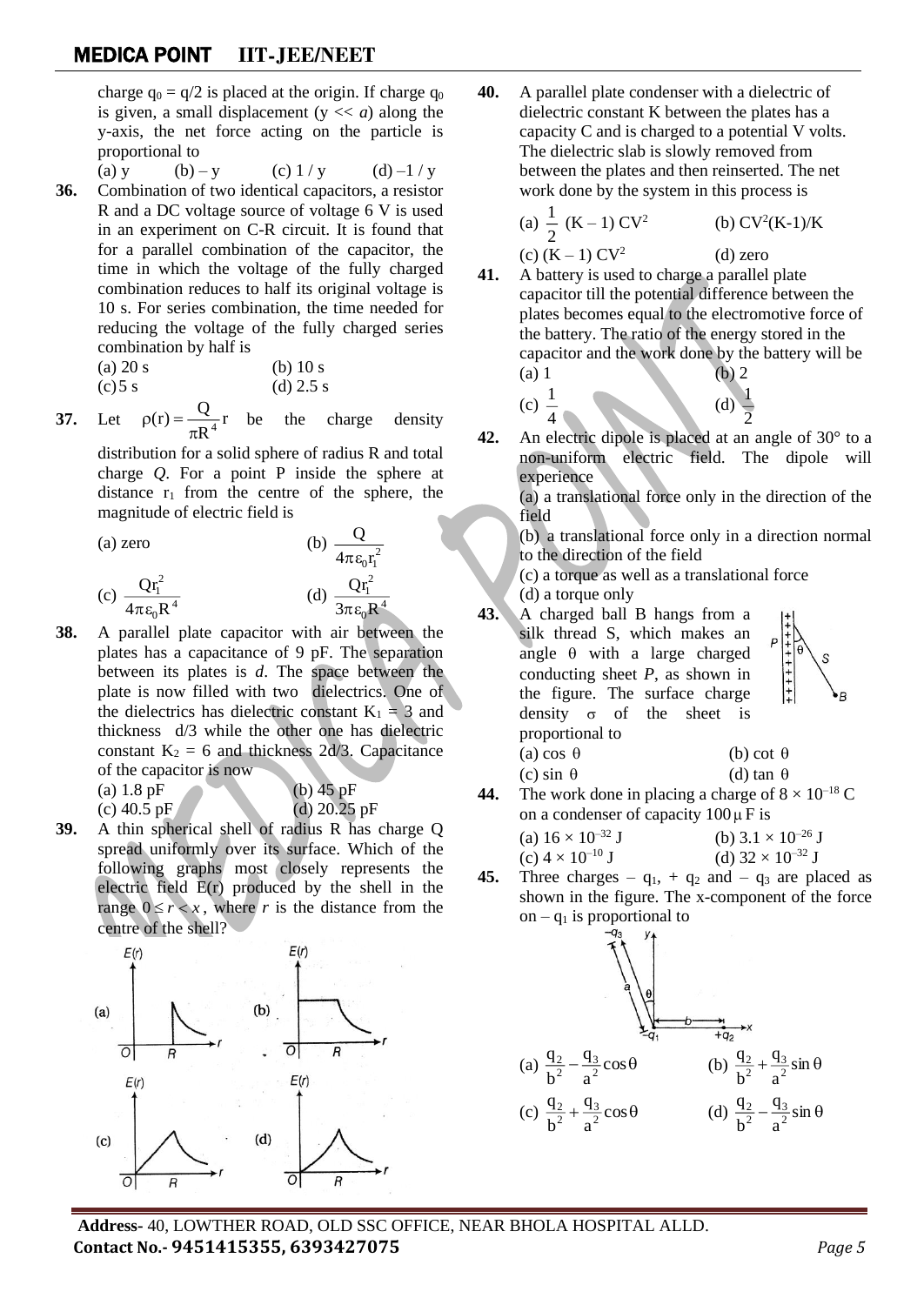charge $q_0 = q/2$ is placed at the origin. If charge $q_0$ is given, a small displacement ($y << a$) along the y-axis, the net force acting on the particle is proportional to

(a) y (b) – y (c) 1 / y (d) –1 / y

**36.** Combination of two identical capacitors, a resistor R and a DC voltage source of voltage 6 V is used in an experiment on C-R circuit. It is found that for a parallel combination of the capacitor, the time in which the voltage of the fully charged combination reduces to half its original voltage is 10 s. For series combination, the time needed for reducing the voltage of the fully charged series combination by half is

(a) 20 s (b) 10 s
(c) 5 s (d) 2.5 s

**37.** Let $\rho(r) = \frac{Q}{\pi R^4} r$ be the charge density distribution for a solid sphere of radius R and total charge *Q*. For a point P inside the sphere at distance $r_1$ from the centre of the sphere, the magnitude of electric field is

(a) zero (b) $\frac{Q}{4\pi\varepsilon_0 r_1^2}$

(c) $\frac{Qr_1^2}{4\pi\varepsilon_0 R^4}$ (d) $\frac{Qr_1^2}{3\pi\varepsilon_0 R^4}$

**38.** A parallel plate capacitor with air between the plates has a capacitance of 9 pF. The separation between its plates is *d*. The space between the plate is now filled with two dielectrics. One of the dielectrics has dielectric constant $K_1 = 3$ and thickness d/3 while the other one has dielectric constant $K_2 = 6$ and thickness 2d/3. Capacitance of the capacitor is now

(a) 1.8 pF (b) 45 pF
(c) 40.5 pF (d) 20.25 pF

**39.** A thin spherical shell of radius R has charge Q spread uniformly over its surface. Which of the following graphs most closely represents the electric field E(r) produced by the shell in the range $0 \le r < x$, where *r* is the distance from the centre of the shell?

(a) (b)

(c) (d)

**40.** A parallel plate condenser with a dielectric of dielectric constant K between the plates has a capacity C and is charged to a potential V volts. The dielectric slab is slowly removed from between the plates and then reinserted. The net work done by the system in this process is

(a) $\frac{1}{2}$ (K – 1) $CV^2$ (b) $CV^2$(K-1)/K
(c) (K – 1) $CV^2$ (d) zero

**41.** A battery is used to charge a parallel plate capacitor till the potential difference between the plates becomes equal to the electromotive force of the battery. The ratio of the energy stored in the capacitor and the work done by the battery will be

(a) 1 (b) 2
(c) $\frac{1}{4}$ (d) $\frac{1}{2}$

**42.** An electric dipole is placed at an angle of 30° to a non-uniform electric field. The dipole will experience

(a) a translational force only in the direction of the field
(b) a translational force only in a direction normal to the direction of the field
(c) a torque as well as a translational force
(d) a torque only

**43.** A charged ball B hangs from a silk thread S, which makes an angle θ with a large charged conducting sheet *P*, as shown in the figure. The surface charge density σ of the sheet is proportional to

(a) cos θ (b) cot θ
(c) sin θ (d) tan θ

**44.** The work done in placing a charge of $8 \times 10^{-18}$ C on a condenser of capacity $100\,\mu$F is

(a) $16 \times 10^{-32}$ J (b) $3.1 \times 10^{-26}$ J
(c) $4 \times 10^{-10}$ J (d) $32 \times 10^{-32}$ J

**45.** Three charges $-q_1$, $+q_2$ and $-q_3$ are placed as shown in the figure. The x-component of the force on $-q_1$ is proportional to

(a) $\frac{q_2}{b^2} - \frac{q_3}{a^2}\cos\theta$ (b) $\frac{q_2}{b^2} + \frac{q_3}{a^2}\sin\theta$

(c) $\frac{q_2}{b^2} + \frac{q_3}{a^2}\cos\theta$ (d) $\frac{q_2}{b^2} - \frac{q_3}{a^2}\sin\theta$

**Address-** 40, LOWTHER ROAD, OLD SSC OFFICE, NEAR BHOLA HOSPITAL ALLD.
**Contact No.- 9451415355, 6393427075**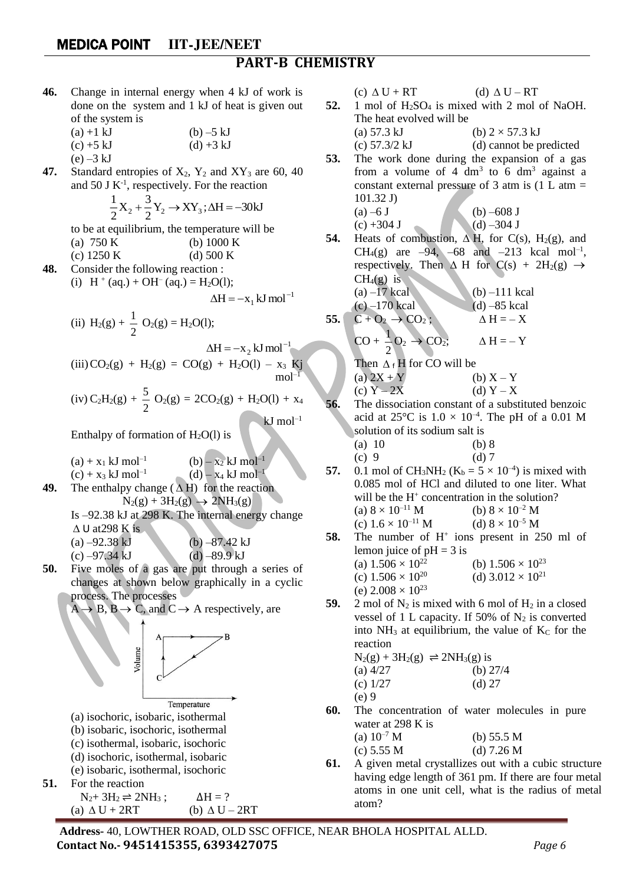## PART-B CHEMISTRY

**46.** Change in internal energy when 4 kJ of work is done on the system and 1 kJ of heat is given out of the system is

(a) +1 kJ (b) –5 kJ
(c) +5 kJ (d) +3 kJ
(e) –3 kJ

**47.** Standard entropies of $X_2$, $Y_2$ and $XY_3$ are 60, 40 and 50 J $K^{-1}$, respectively. For the reaction

$$\frac{1}{2}X_2 + \frac{3}{2}Y_2 \rightarrow XY_3 ; \Delta H = -30 kJ$$

to be at equilibrium, the temperature will be

(a) 750 K (b) 1000 K
(c) 1250 K (d) 500 K

**48.** Consider the following reaction :

(i) $H^+(aq.) + OH^-(aq.) = H_2O(l)$; $\Delta H = -x_1 \text{ kJ mol}^{-1}$

(ii) $H_2(g) + \frac{1}{2} O_2(g) = H_2O(l)$; $\Delta H = -x_2 \text{ kJ mol}^{-1}$

(iii) $CO_2(g) + H_2(g) = CO(g) + H_2O(l) - x_3$ Kj $mol^{-1}$

(iv) $C_2H_2(g) + \frac{5}{2} O_2(g) = 2CO_2(g) + H_2O(l) + x_4$ kJ $mol^{-1}$

Enthalpy of formation of $H_2O(l)$ is

(a) + $x_1$ kJ $mol^{-1}$ (b) – $x_2$ kJ $mol^{-1}$
(c) + $x_3$ kJ $mol^{-1}$ (d) – $x_4$ kJ $mol^{-1}$

**49.** The enthalpy change ($\Delta H$) for the reaction

$N_2(g) + 3H_2(g) \rightarrow 2NH_3(g)$

Is –92.38 kJ at 298 K. The internal energy change $\Delta U$ at298 K is

(a) –92.38 kJ (b) –87.42 kJ
(c) –97.34 kJ (d) –89.9 kJ

**50.** Five moles of a gas are put through a series of changes at shown below graphically in a cyclic process. The processes $A \rightarrow B$, $B \rightarrow C$, and $C \rightarrow A$ respectively, are

(a) isochoric, isobaric, isothermal
(b) isobaric, isochoric, isothermal
(c) isothermal, isobaric, isochoric
(d) isochoric, isothermal, isobaric
(e) isobaric, isothermal, isochoric

**51.** For the reaction

$N_2 + 3H_2 \rightleftharpoons 2NH_3$ ; $\Delta H = ?$

(a) $\Delta U + 2RT$ (b) $\Delta U - 2RT$
(c) $\Delta U + RT$ (d) $\Delta U - RT$

**52.** 1 mol of $H_2SO_4$ is mixed with 2 mol of NaOH. The heat evolved will be

(a) 57.3 kJ (b) 2 × 57.3 kJ
(c) 57.3/2 kJ (d) cannot be predicted

**53.** The work done during the expansion of a gas from a volume of 4 $dm^3$ to 6 $dm^3$ against a constant external pressure of 3 atm is (1 L atm = 101.32 J)

(a) –6 J (b) –608 J
(c) +304 J (d) –304 J

**54.** Heats of combustion, $\Delta H$, for C(s), $H_2$(g), and $CH_4$(g) are –94, –68 and –213 kcal $mol^{-1}$, respectively. Then $\Delta H$ for $C(s) + 2H_2(g) \rightarrow CH_4(g)$ is

(a) –17 kcal (b) –111 kcal
(c) –170 kcal (d) –85 kcal

**55.** $C + O_2 \rightarrow CO_2$ ; $\Delta H = -X$

$CO + \frac{1}{2}O_2 \rightarrow CO_2$; $\Delta H = -Y$

Then $\Delta_f H$ for CO will be

(a) 2X + Y (b) X – Y
(c) Y – 2X (d) Y – X

**56.** The dissociation constant of a substituted benzoic acid at 25°C is $1.0 \times 10^{-4}$. The pH of a 0.01 M solution of its sodium salt is

(a) 10 (b) 8
(c) 9 (d) 7

**57.** 0.1 mol of $CH_3NH_2$ ($K_b = 5 \times 10^{-4}$) is mixed with 0.085 mol of HCl and diluted to one liter. What will be the $H^+$ concentration in the solution?

(a) $8 \times 10^{-11}$ M (b) $8 \times 10^{-2}$ M
(c) $1.6 \times 10^{-11}$ M (d) $8 \times 10^{-5}$ M

**58.** The number of $H^+$ ions present in 250 ml of lemon juice of pH = 3 is

(a) $1.506 \times 10^{22}$ (b) $1.506 \times 10^{23}$
(c) $1.506 \times 10^{20}$ (d) $3.012 \times 10^{21}$
(e) $2.008 \times 10^{23}$

**59.** 2 mol of $N_2$ is mixed with 6 mol of $H_2$ in a closed vessel of 1 L capacity. If 50% of $N_2$ is converted into $NH_3$ at equilibrium, the value of $K_C$ for the reaction

$N_2(g) + 3H_2(g) \rightleftharpoons 2NH_3(g)$ is

(a) 4/27 (b) 27/4
(c) 1/27 (d) 27
(e) 9

**60.** The concentration of water molecules in pure water at 298 K is

(a) $10^{-7}$ M (b) 55.5 M
(c) 5.55 M (d) 7.26 M

**61.** A given metal crystallizes out with a cubic structure having edge length of 361 pm. If there are four metal atoms in one unit cell, what is the radius of metal atom?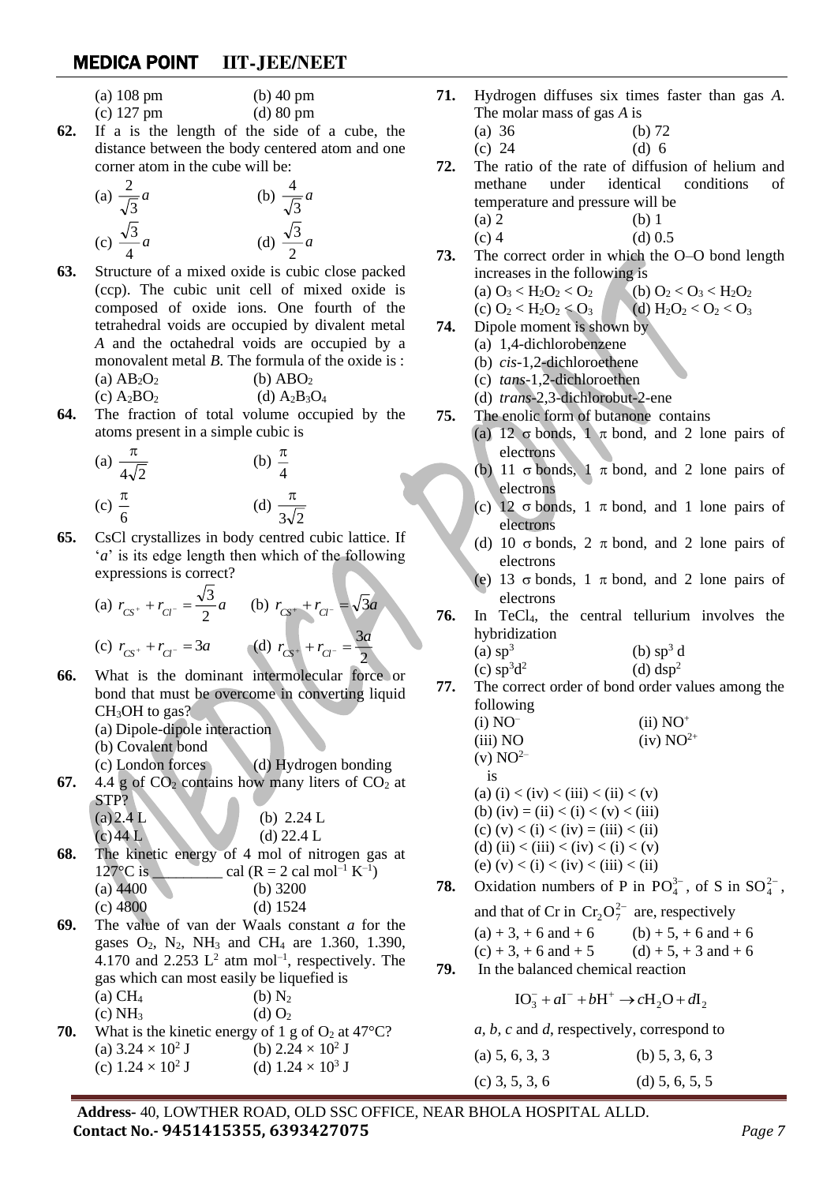(a) 108 pm (b) 40 pm
(c) 127 pm (d) 80 pm

**62.** If a is the length of the side of a cube, the distance between the body centered atom and one corner atom in the cube will be:

(a) $\frac{2}{\sqrt{3}}a$ (b) $\frac{4}{\sqrt{3}}a$
(c) $\frac{\sqrt{3}}{4}a$ (d) $\frac{\sqrt{3}}{2}a$

**63.** Structure of a mixed oxide is cubic close packed (ccp). The cubic unit cell of mixed oxide is composed of oxide ions. One fourth of the tetrahedral voids are occupied by divalent metal *A* and the octahedral voids are occupied by a monovalent metal *B*. The formula of the oxide is :

(a) $AB_2O_2$ (b) $ABO_2$
(c) $A_2BO_2$ (d) $A_2B_3O_4$

**64.** The fraction of total volume occupied by the atoms present in a simple cubic is

(a) $\frac{\pi}{4\sqrt{2}}$ (b) $\frac{\pi}{4}$
(c) $\frac{\pi}{6}$ (d) $\frac{\pi}{3\sqrt{2}}$

**65.** CsCl crystallizes in body centred cubic lattice. If '*a*' is its edge length then which of the following expressions is correct?

(a) $r_{CS^+} + r_{Cl^-} = \frac{\sqrt{3}}{2}a$ (b) $r_{CS^+} + r_{Cl^-} = \sqrt{3}a$
(c) $r_{CS^+} + r_{Cl^-} = 3a$ (d) $r_{CS^+} + r_{Cl^-} = \frac{3a}{2}$

**66.** What is the dominant intermolecular force or bond that must be overcome in converting liquid $CH_3OH$ to gas?

(a) Dipole-dipole interaction
(b) Covalent bond
(c) London forces (d) Hydrogen bonding

**67.** 4.4 g of $CO_2$ contains how many liters of $CO_2$ at STP?

(a) 2.4 L (b) 2.24 L
(c) 44 L (d) 22.4 L

**68.** The kinetic energy of 4 mol of nitrogen gas at 127°C is _________ cal (R = 2 cal $mol^{-1}$ $K^{-1}$)

(a) 4400 (b) 3200
(c) 4800 (d) 1524

**69.** The value of van der Waals constant *a* for the gases $O_2$, $N_2$, $NH_3$ and $CH_4$ are 1.360, 1.390, 4.170 and 2.253 $L^2$ atm $mol^{-1}$, respectively. The gas which can most easily be liquefied is

(a) $CH_4$ (b) $N_2$
(c) $NH_3$ (d) $O_2$

**70.** What is the kinetic energy of 1 g of $O_2$ at 47°C?

(a) $3.24 \times 10^2$ J (b) $2.24 \times 10^2$ J
(c) $1.24 \times 10^2$ J (d) $1.24 \times 10^3$ J

**71.** Hydrogen diffuses six times faster than gas *A*. The molar mass of gas *A* is

(a) 36 (b) 72
(c) 24 (d) 6

**72.** The ratio of the rate of diffusion of helium and methane under identical conditions of temperature and pressure will be

(a) 2 (b) 1
(c) 4 (d) 0.5

**73.** The correct order in which the O–O bond length increases in the following is

(a) $O_3 < H_2O_2 < O_2$ (b) $O_2 < O_3 < H_2O_2$
(c) $O_2 < H_2O_2 < O_3$ (d) $H_2O_2 < O_2 < O_3$

**74.** Dipole moment is shown by

(a) 1,4-dichlorobenzene
(b) *cis*-1,2-dichloroethene
(c) *tans*-1,2-dichloroethen
(d) *trans*-2,3-dichlorobut-2-ene

**75.** The enolic form of butanone contains

(a) 12 σ bonds, 1 π bond, and 2 lone pairs of electrons
(b) 11 σ bonds, 1 π bond, and 2 lone pairs of electrons
(c) 12 σ bonds, 1 π bond, and 1 lone pairs of electrons
(d) 10 σ bonds, 2 π bond, and 2 lone pairs of electrons
(e) 13 σ bonds, 1 π bond, and 2 lone pairs of electrons

**76.** In $TeCl_4$, the central tellurium involves the hybridization

(a) $sp^3$ (b) $sp^3$ d
(c) $sp^3d^2$ (d) $dsp^2$

**77.** The correct order of bond order values among the following

(i) $NO^-$ (ii) $NO^+$
(iii) NO (iv) $NO^{2+}$
(v) $NO^{2-}$

is

(a) (i) < (iv) < (iii) < (ii) < (v)
(b) (iv) = (ii) < (i) < (v) < (iii)
(c) (v) < (i) < (iv) = (iii) < (ii)
(d) (ii) < (iii) < (iv) < (i) < (v)
(e) (v) < (i) < (iv) < (iii) < (ii)

**78.** Oxidation numbers of P in $PO_4^{3-}$, of S in $SO_4^{2-}$, and that of Cr in $Cr_2O_7^{2-}$ are, respectively

(a) + 3, + 6 and + 6 (b) + 5, + 6 and + 6
(c) + 3, + 6 and + 5 (d) + 5, + 3 and + 6

**79.** In the balanced chemical reaction

$$IO_3^- + aI^- + bH^+ \rightarrow cH_2O + dI_2$$

*a*, *b*, *c* and *d*, respectively, correspond to

(a) 5, 6, 3, 3 (b) 5, 3, 6, 3
(c) 3, 5, 3, 6 (d) 5, 6, 5, 5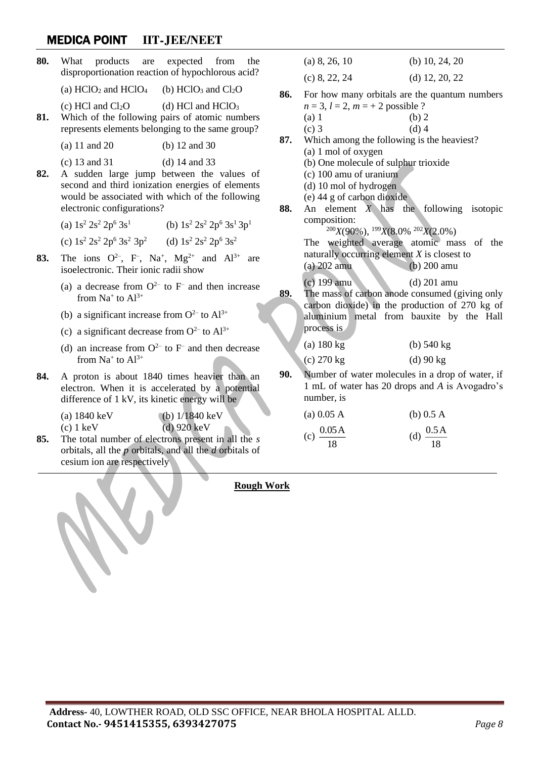**80.** What products are expected from the disproportionation reaction of hypochlorous acid?

(a) $HClO_2$ and $HClO_4$ (b) $HClO_3$ and $Cl_2O$

(c) HCl and $Cl_2O$ (d) HCl and $HClO_3$

**81.** Which of the following pairs of atomic numbers represents elements belonging to the same group?

(a) 11 and 20 (b) 12 and 30

(c) 13 and 31 (d) 14 and 33

**82.** A sudden large jump between the values of second and third ionization energies of elements would be associated with which of the following electronic configurations?

(a) $1s^2\,2s^2\,2p^6\,3s^1$ (b) $1s^2\,2s^2\,2p^6\,3s^1\,3p^1$

(c) $1s^2\,2s^2\,2p^6\,3s^2\,3p^2$ (d) $1s^2\,2s^2\,2p^6\,3s^2$

**83.** The ions $O^{2-}$, $F^-$, $Na^+$, $Mg^{2+}$ and $Al^{3+}$ are isoelectronic. Their ionic radii show

(a) a decrease from $O^{2-}$ to $F^-$ and then increase from $Na^+$ to $Al^{3+}$

(b) a significant increase from $O^{2-}$ to $Al^{3+}$

(c) a significant decrease from $O^{2-}$ to $Al^{3+}$

(d) an increase from $O^{2-}$ to $F^-$ and then decrease from $Na^+$ to $Al^{3+}$

**84.** A proton is about 1840 times heavier than an electron. When it is accelerated by a potential difference of 1 kV, its kinetic energy will be

(a) 1840 keV (b) 1/1840 keV

(c) 1 keV (d) 920 keV

**85.** The total number of electrons present in all the *s* orbitals, all the *p* orbitals, and all the *d* orbitals of cesium ion are respectively

(a) 8, 26, 10 (b) 10, 24, 20

(c) 8, 22, 24 (d) 12, 20, 22

**86.** For how many orbitals are the quantum numbers $n = 3$, $l = 2$, $m = +2$ possible ?

(a) 1 (b) 2

(c) 3 (d) 4

**87.** Which among the following is the heaviest?

(a) 1 mol of oxygen

(b) One molecule of sulphur trioxide

(c) 100 amu of uranium

(d) 10 mol of hydrogen

(e) 44 g of carbon dioxide

**88.** An element *X* has the following isotopic composition:

$^{200}X$(90%), $^{199}X$(8.0% $^{202}X$(2.0%)

The weighted average atomic mass of the naturally occurring element *X* is closest to

(a) 202 amu (b) 200 amu

(c) 199 amu (d) 201 amu

**89.** The mass of carbon anode consumed (giving only carbon dioxide) in the production of 270 kg of aluminium metal from bauxite by the Hall process is

(a) 180 kg (b) 540 kg

(c) 270 kg (d) 90 kg

**90.** Number of water molecules in a drop of water, if 1 mL of water has 20 drops and *A* is Avogadro's number, is

(a) 0.05 A (b) 0.5 A

(c) $\frac{0.05\text{A}}{18}$ (d) $\frac{0.5\text{A}}{18}$

**Rough Work**

**Address-** 40, LOWTHER ROAD, OLD SSC OFFICE, NEAR BHOLA HOSPITAL ALLD.
**Contact No.- 9451415355, 6393427075**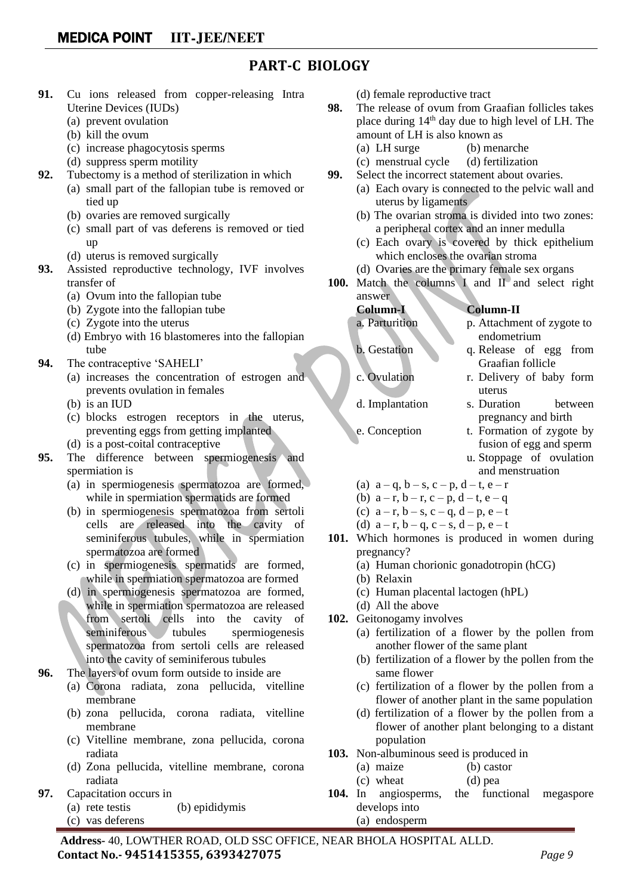## PART-C BIOLOGY

**91.** Cu ions released from copper-releasing Intra Uterine Devices (IUDs)
- (a) prevent ovulation
- (b) kill the ovum
- (c) increase phagocytosis sperms
- (d) suppress sperm motility

**92.** Tubectomy is a method of sterilization in which
- (a) small part of the fallopian tube is removed or tied up
- (b) ovaries are removed surgically
- (c) small part of vas deferens is removed or tied up
- (d) uterus is removed surgically

**93.** Assisted reproductive technology, IVF involves transfer of
- (a) Ovum into the fallopian tube
- (b) Zygote into the fallopian tube
- (c) Zygote into the uterus
- (d) Embryo with 16 blastomeres into the fallopian tube

**94.** The contraceptive 'SAHELI'
- (a) increases the concentration of estrogen and prevents ovulation in females
- (b) is an IUD
- (c) blocks estrogen receptors in the uterus, preventing eggs from getting implanted
- (d) is a post-coital contraceptive

**95.** The difference between spermiogenesis and spermiation is
- (a) in spermiogenesis spermatozoa are formed, while in spermiation spermatids are formed
- (b) in spermiogenesis spermatozoa from sertoli cells are released into the cavity of seminiferous tubules, while in spermiation spermatozoa are formed
- (c) in spermiogenesis spermatids are formed, while in spermiation spermatozoa are formed
- (d) in spermiogenesis spermatozoa are formed, while in spermiation spermatozoa are released from sertoli cells into the cavity of seminiferous tubules spermiogenesis spermatozoa from sertoli cells are released into the cavity of seminiferous tubules

**96.** The layers of ovum form outside to inside are
- (a) Corona radiata, zona pellucida, vitelline membrane
- (b) zona pellucida, corona radiata, vitelline membrane
- (c) Vitelline membrane, zona pellucida, corona radiata
- (d) Zona pellucida, vitelline membrane, corona radiata

**97.** Capacitation occurs in
- (a) rete testis
- (b) epididymis
- (c) vas deferens
- (d) female reproductive tract

**98.** The release of ovum from Graafian follicles takes place during 14[th] day due to high level of LH. The amount of LH is also known as
- (a) LH surge
- (b) menarche
- (c) menstrual cycle
- (d) fertilization

**99.** Select the incorrect statement about ovaries.
- (a) Each ovary is connected to the pelvic wall and uterus by ligaments
- (b) The ovarian stroma is divided into two zones: a peripheral cortex and an inner medulla
- (c) Each ovary is covered by thick epithelium which encloses the ovarian stroma
- (d) Ovaries are the primary female sex organs

**100.** Match the columns I and II and select right answer

| Column-I | Column-II |
|---|---|
| a. Parturition | p. Attachment of zygote to endometrium |
| b. Gestation | q. Release of egg from Graafian follicle |
| c. Ovulation | r. Delivery of baby form uterus |
| d. Implantation | s. Duration between pregnancy and birth |
| e. Conception | t. Formation of zygote by fusion of egg and sperm |
| | u. Stoppage of ovulation and menstruation |

- (a) a – q, b – s, c – p, d – t, e – r
- (b) a – r, b – r, c – p, d – t, e – q
- (c) a – r, b – s, c – q, d – p, e – t
- (d) a – r, b – q, c – s, d – p, e – t

**101.** Which hormones is produced in women during pregnancy?
- (a) Human chorionic gonadotropin (hCG)
- (b) Relaxin
- (c) Human placental lactogen (hPL)
- (d) All the above

**102.** Geitonogamy involves
- (a) fertilization of a flower by the pollen from another flower of the same plant
- (b) fertilization of a flower by the pollen from the same flower
- (c) fertilization of a flower by the pollen from a flower of another plant in the same population
- (d) fertilization of a flower by the pollen from a flower of another plant belonging to a distant population

**103.** Non-albuminous seed is produced in
- (a) maize
- (b) castor
- (c) wheat
- (d) pea

**104.** In angiosperms, the functional megaspore develops into
- (a) endosperm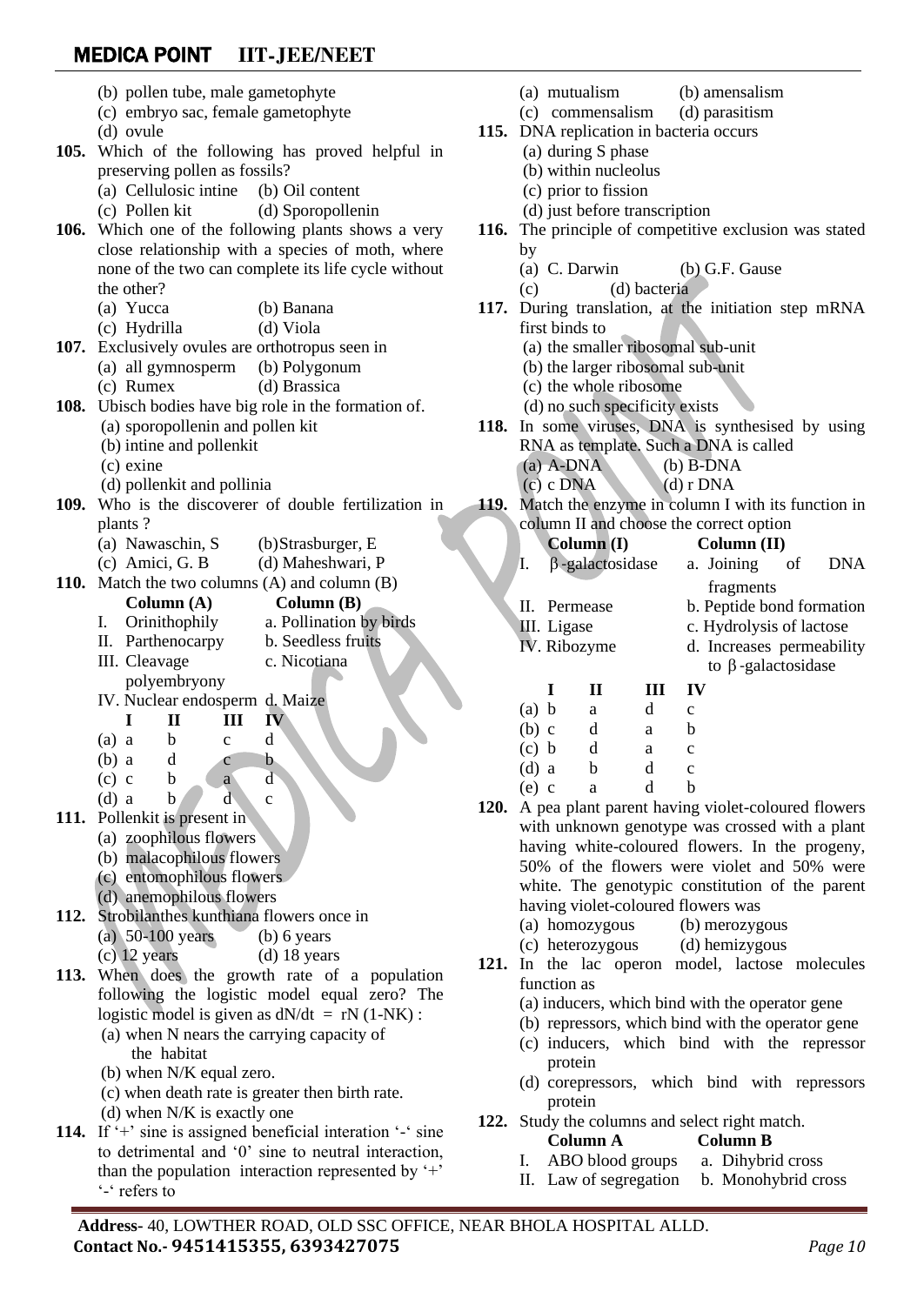(b) pollen tube, male gametophyte
(c) embryo sac, female gametophyte
(d) ovule

**105.** Which of the following has proved helpful in preserving pollen as fossils?
(a) Cellulosic intine (b) Oil content
(c) Pollen kit (d) Sporopollenin

**106.** Which one of the following plants shows a very close relationship with a species of moth, where none of the two can complete its life cycle without the other?
(a) Yucca (b) Banana
(c) Hydrilla (d) Viola

**107.** Exclusively ovules are orthotropus seen in
(a) all gymnosperm (b) Polygonum
(c) Rumex (d) Brassica

**108.** Ubisch bodies have big role in the formation of.
(a) sporopollenin and pollen kit
(b) intine and pollenkit
(c) exine
(d) pollenkit and pollinia

**109.** Who is the discoverer of double fertilization in plants ?
(a) Nawaschin, S (b) Strasburger, E
(c) Amici, G. B (d) Maheshwari, P

**110.** Match the two columns (A) and column (B)

| Column (A) | Column (B) |
|---|---|
| I. Orinithophily | a. Pollination by birds |
| II. Parthenocarpy | b. Seedless fruits |
| III. Cleavage polyembryony | c. Nicotiana |
| IV. Nuclear endosperm | d. Maize |

| | I | II | III | IV |
|---|---|---|---|---|
| (a) | a | b | c | d |
| (b) | a | d | c | b |
| (c) | c | b | a | d |
| (d) | a | b | d | c |

**111.** Pollenkit is present in
(a) zoophilous flowers
(b) malacophilous flowers
(c) entomophilous flowers
(d) anemophilous flowers

**112.** Strobilanthes kunthiana flowers once in
(a) 50-100 years (b) 6 years
(c) 12 years (d) 18 years

**113.** When does the growth rate of a population following the logistic model equal zero? The logistic model is given as dN/dt = rN (1-NK) :
(a) when N nears the carrying capacity of the habitat
(b) when N/K equal zero.
(c) when death rate is greater then birth rate.
(d) when N/K is exactly one

**114.** If '+' sine is assigned beneficial interation '-' sine to detrimental and '0' sine to neutral interaction, than the population interaction represented by '+' '-' refers to
(a) mutualism (b) amensalism
(c) commensalism (d) parasitism

**115.** DNA replication in bacteria occurs
(a) during S phase
(b) within nucleolus
(c) prior to fission
(d) just before transcription

**116.** The principle of competitive exclusion was stated by
(a) C. Darwin (b) G.F. Gause
(c) (d) bacteria

**117.** During translation, at the initiation step mRNA first binds to
(a) the smaller ribosomal sub-unit
(b) the larger ribosomal sub-unit
(c) the whole ribosome
(d) no such specificity exists

**118.** In some viruses, DNA is synthesised by using RNA as template. Such a DNA is called
(a) A-DNA (b) B-DNA
(c) c DNA (d) r DNA

**119.** Match the enzyme in column I with its function in column II and choose the correct option

| Column (I) | Column (II) |
|---|---|
| I. $\beta$-galactosidase | a. Joining of DNA fragments |
| II. Permease | b. Peptide bond formation |
| III. Ligase | c. Hydrolysis of lactose |
| IV. Ribozyme | d. Increases permeability to $\beta$-galactosidase |

| | I | II | III | IV |
|---|---|---|---|---|
| (a) | b | a | d | c |
| (b) | c | d | a | b |
| (c) | b | d | a | c |
| (d) | a | b | d | c |
| (e) | c | a | d | b |

**120.** A pea plant parent having violet-coloured flowers with unknown genotype was crossed with a plant having white-coloured flowers. In the progeny, 50% of the flowers were violet and 50% were white. The genotypic constitution of the parent having violet-coloured flowers was
(a) homozygous (b) merozygous
(c) heterozygous (d) hemizygous

**121.** In the lac operon model, lactose molecules function as
(a) inducers, which bind with the operator gene
(b) repressors, which bind with the operator gene
(c) inducers, which bind with the repressor protein
(d) corepressors, which bind with repressors protein

**122.** Study the columns and select right match.

| Column A | Column B |
|---|---|
| I. ABO blood groups | a. Dihybrid cross |
| II. Law of segregation | b. Monohybrid cross |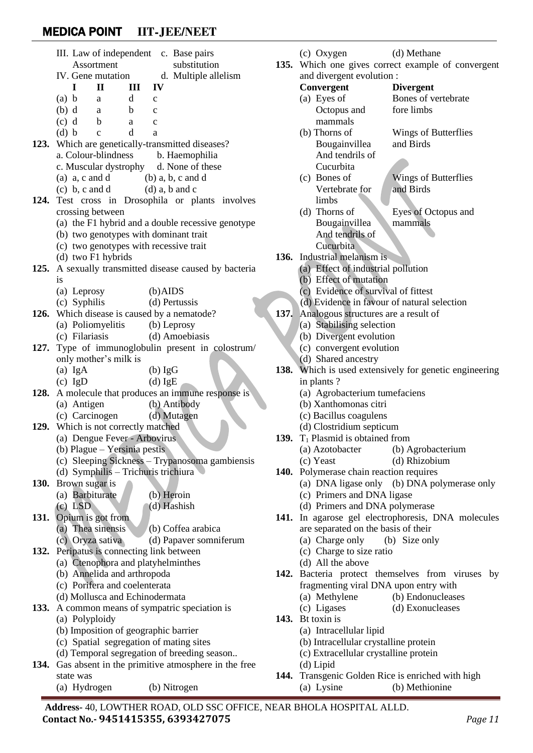III. Law of independent Assortment — c. Base pairs substitution

IV. Gene mutation — d. Multiple allelism

| | I | II | III | IV |
|---|---|---|---|---|
| (a) | b | a | d | c |
| (b) | d | a | b | c |
| (c) | d | b | a | c |
| (d) | b | c | d | a |

**123.** Which are genetically-transmitted diseases?
a. Colour-blindness b. Haemophilia
c. Muscular dystrophy d. None of these
(a) a, c and d (b) a, b, c and d
(c) b, c and d (d) a, b and c

**124.** Test cross in Drosophila or plants involves crossing between
(a) the F1 hybrid and a double recessive genotype
(b) two genotypes with dominant trait
(c) two genotypes with recessive trait
(d) two F1 hybrids

**125.** A sexually transmitted disease caused by bacteria is
(a) Leprosy (b) AIDS
(c) Syphilis (d) Pertussis

**126.** Which disease is caused by a nematode?
(a) Poliomyelitis (b) Leprosy
(c) Filariasis (d) Amoebiasis

**127.** Type of immunoglobulin present in colostrum/ only mother's milk is
(a) IgA (b) IgG
(c) IgD (d) IgE

**128.** A molecule that produces an immune response is
(a) Antigen (b) Antibody
(c) Carcinogen (d) Mutagen

**129.** Which is not correctly matched
(a) Dengue Fever - Arbovirus
(b) Plague – Yersinia pestis
(c) Sleeping Sickness – Trypanosoma gambiensis
(d) Symphilis – Trichuris trichiura

**130.** Brown sugar is
(a) Barbiturate (b) Heroin
(c) LSD (d) Hashish

**131.** Opium is got from
(a) Thea sinensis (b) Coffea arabica
(c) Oryza sativa (d) Papaver somniferum

**132.** Peripatus is connecting link between
(a) Ctenophora and platyhelminthes
(b) Annelida and arthropoda
(c) Porifera and coelenterata
(d) Mollusca and Echinodermata

**133.** A common means of sympatric speciation is
(a) Polyploidy
(b) Imposition of geographic barrier
(c) Spatial segregation of mating sites
(d) Temporal segregation of breeding season..

**134.** Gas absent in the primitive atmosphere in the free state was
(a) Hydrogen (b) Nitrogen
(c) Oxygen (d) Methane

**135.** Which one gives correct example of convergent and divergent evolution :

| | Convergent | Divergent |
|---|---|---|
| (a) | Eyes of Octopus and mammals | Bones of vertebrate fore limbs |
| (b) | Thorns of Bougainvillea And tendrils of Cucurbita | Wings of Butterflies and Birds |
| (c) | Bones of Vertebrate for limbs | Wings of Butterflies and Birds |
| (d) | Thorns of Bougainvillea And tendrils of Cucurbita | Eyes of Octopus and mammals |

**136.** Industrial melanism is
(a) Effect of industrial pollution
(b) Effect of mutation
(c) Evidence of survival of fittest
(d) Evidence in favour of natural selection

**137.** Analogous structures are a result of
(a) Stabilising selection
(b) Divergent evolution
(c) convergent evolution
(d) Shared ancestry

**138.** Which is used extensively for genetic engineering in plants ?
(a) Agrobacterium tumefaciens
(b) Xanthomonas citri
(c) Bacillus coagulens
(d) Clostridium septicum

**139.** $T_1$ Plasmid is obtained from
(a) Azotobacter (b) Agrobacterium
(c) Yeast (d) Rhizobium

**140.** Polymerase chain reaction requires
(a) DNA ligase only (b) DNA polymerase only
(c) Primers and DNA ligase
(d) Primers and DNA polymerase

**141.** In agarose gel electrophoresis, DNA molecules are separated on the basis of their
(a) Charge only (b) Size only
(c) Charge to size ratio
(d) All the above

**142.** Bacteria protect themselves from viruses by fragmenting viral DNA upon entry with
(a) Methylene (b) Endonucleases
(c) Ligases (d) Exonucleases

**143.** Bt toxin is
(a) Intracellular lipid
(b) Intracellular crystalline protein
(c) Extracellular crystalline protein
(d) Lipid

**144.** Transgenic Golden Rice is enriched with high
(a) Lysine (b) Methionine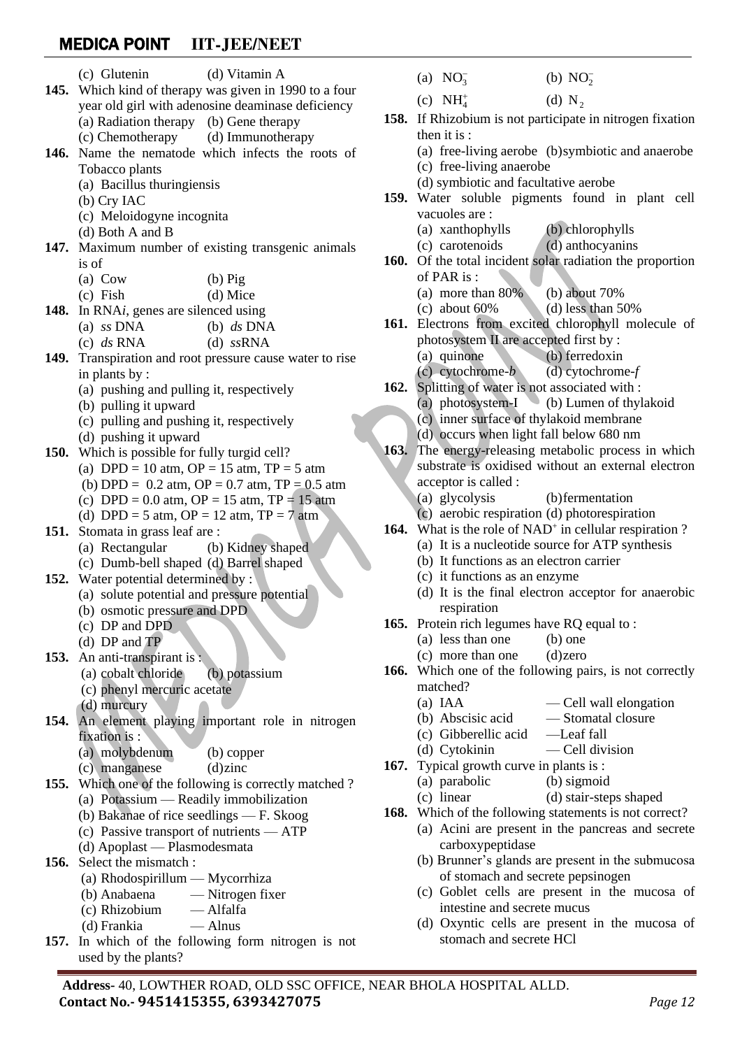(c) Glutenin (d) Vitamin A

**145.** Which kind of therapy was given in 1990 to a four year old girl with adenosine deaminase deficiency
(a) Radiation therapy (b) Gene therapy
(c) Chemotherapy (d) Immunotherapy

**146.** Name the nematode which infects the roots of Tobacco plants
(a) Bacillus thuringiensis
(b) Cry IAC
(c) Meloidogyne incognita
(d) Both A and B

**147.** Maximum number of existing transgenic animals is of
(a) Cow (b) Pig
(c) Fish (d) Mice

**148.** In RNA*i*, genes are silenced using
(a) *ss* DNA (b) *ds* DNA
(c) *ds* RNA (d) *ss*RNA

**149.** Transpiration and root pressure cause water to rise in plants by :
(a) pushing and pulling it, respectively
(b) pulling it upward
(c) pulling and pushing it, respectively
(d) pushing it upward

**150.** Which is possible for fully turgid cell?
(a) DPD = 10 atm, OP = 15 atm, TP = 5 atm
(b) DPD = 0.2 atm, OP = 0.7 atm, TP = 0.5 atm
(c) DPD = 0.0 atm, OP = 15 atm, TP = 15 atm
(d) DPD = 5 atm, OP = 12 atm, TP = 7 atm

**151.** Stomata in grass leaf are :
(a) Rectangular (b) Kidney shaped
(c) Dumb-bell shaped (d) Barrel shaped

**152.** Water potential determined by :
(a) solute potential and pressure potential
(b) osmotic pressure and DPD
(c) DP and DPD
(d) DP and TP

**153.** An anti-transpirant is :
(a) cobalt chloride (b) potassium
(c) phenyl mercuric acetate
(d) murcury

**154.** An element playing important role in nitrogen fixation is :
(a) molybdenum (b) copper
(c) manganese (d) zinc

**155.** Which one of the following is correctly matched ?
(a) Potassium — Readily immobilization
(b) Bakanae of rice seedlings — F. Skoog
(c) Passive transport of nutrients — ATP
(d) Apoplast — Plasmodesmata

**156.** Select the mismatch :
(a) Rhodospirillum — Mycorrhiza
(b) Anabaena — Nitrogen fixer
(c) Rhizobium — Alfalfa
(d) Frankia — Alnus

**157.** In which of the following form nitrogen is not used by the plants?
(a) $NO_3^-$ (b) $NO_2^-$
(c) $NH_4^+$ (d) $N_2$

**158.** If Rhizobium is not participate in nitrogen fixation then it is :
(a) free-living aerobe (b) symbiotic and anaerobe
(c) free-living anaerobe
(d) symbiotic and facultative aerobe

**159.** Water soluble pigments found in plant cell vacuoles are :
(a) xanthophylls (b) chlorophylls
(c) carotenoids (d) anthocyanins

**160.** Of the total incident solar radiation the proportion of PAR is :
(a) more than 80% (b) about 70%
(c) about 60% (d) less than 50%

**161.** Electrons from excited chlorophyll molecule of photosystem II are accepted first by :
(a) quinone (b) ferredoxin
(c) cytochrome-*b* (d) cytochrome-*f*

**162.** Splitting of water is not associated with :
(a) photosystem-I (b) Lumen of thylakoid
(c) inner surface of thylakoid membrane
(d) occurs when light fall below 680 nm

**163.** The energy-releasing metabolic process in which substrate is oxidised without an external electron acceptor is called :
(a) glycolysis (b) fermentation
(c) aerobic respiration (d) photorespiration

**164.** What is the role of $NAD^+$ in cellular respiration ?
(a) It is a nucleotide source for ATP synthesis
(b) It functions as an electron carrier
(c) it functions as an enzyme
(d) It is the final electron acceptor for anaerobic respiration

**165.** Protein rich legumes have RQ equal to :
(a) less than one (b) one
(c) more than one (d) zero

**166.** Which one of the following pairs, is not correctly matched?
(a) IAA — Cell wall elongation
(b) Abscisic acid — Stomatal closure
(c) Gibberellic acid —Leaf fall
(d) Cytokinin — Cell division

**167.** Typical growth curve in plants is :
(a) parabolic (b) sigmoid
(c) linear (d) stair-steps shaped

**168.** Which of the following statements is not correct?
(a) Acini are present in the pancreas and secrete carboxypeptidase
(b) Brunner's glands are present in the submucosa of stomach and secrete pepsinogen
(c) Goblet cells are present in the mucosa of intestine and secrete mucus
(d) Oxyntic cells are present in the mucosa of stomach and secrete HCl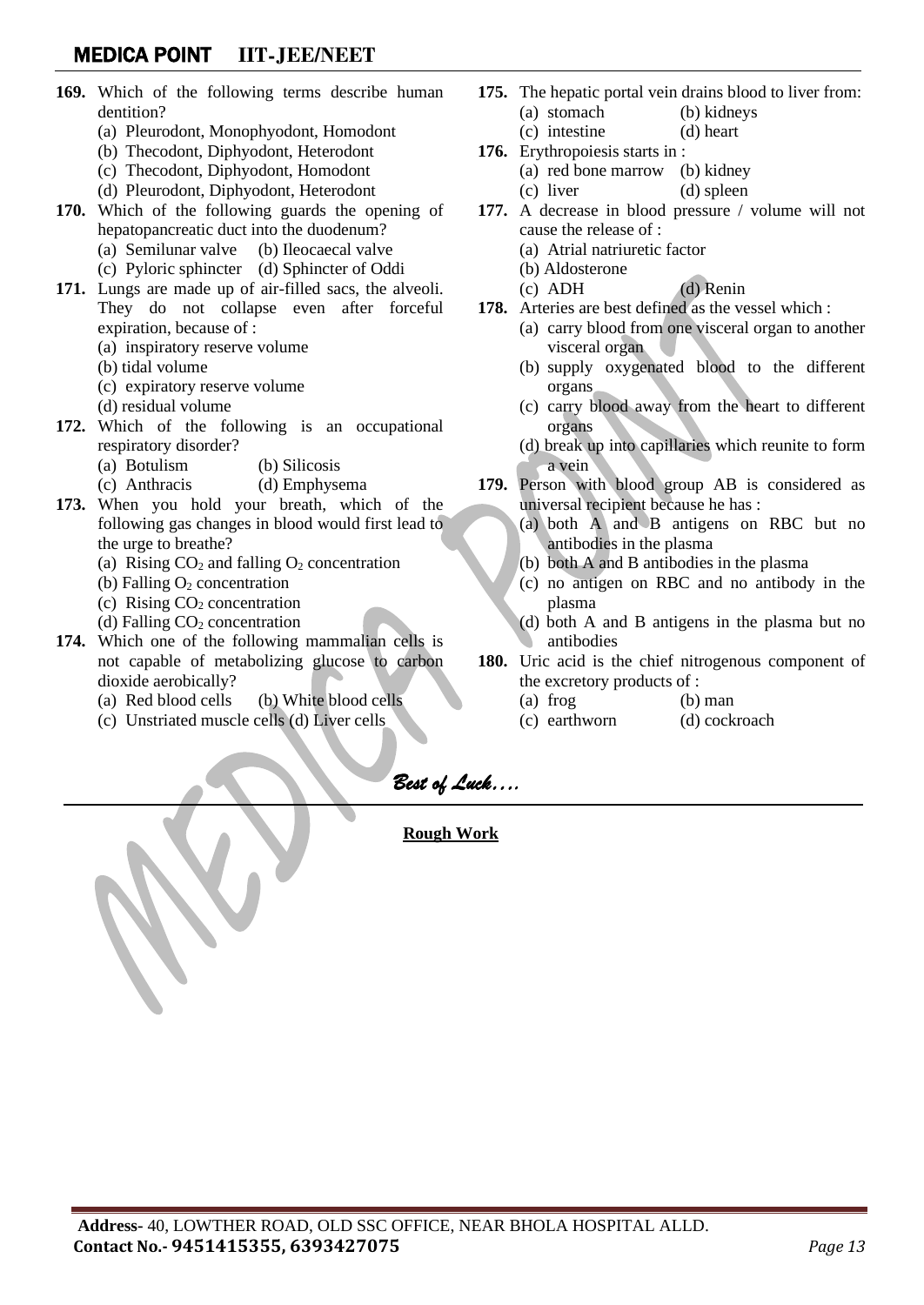**169.** Which of the following terms describe human dentition?
- (a) Pleurodont, Monophyodont, Homodont
- (b) Thecodont, Diphyodont, Heterodont
- (c) Thecodont, Diphyodont, Homodont
- (d) Pleurodont, Diphyodont, Heterodont

**170.** Which of the following guards the opening of hepatopancreatic duct into the duodenum?
- (a) Semilunar valve (b) Ileocaecal valve
- (c) Pyloric sphincter (d) Sphincter of Oddi

**171.** Lungs are made up of air-filled sacs, the alveoli. They do not collapse even after forceful expiration, because of :
- (a) inspiratory reserve volume
- (b) tidal volume
- (c) expiratory reserve volume
- (d) residual volume

**172.** Which of the following is an occupational respiratory disorder?
- (a) Botulism (b) Silicosis
- (c) Anthracis (d) Emphysema

**173.** When you hold your breath, which of the following gas changes in blood would first lead to the urge to breathe?
- (a) Rising $CO_2$ and falling $O_2$ concentration
- (b) Falling $O_2$ concentration
- (c) Rising $CO_2$ concentration
- (d) Falling $CO_2$ concentration

**174.** Which one of the following mammalian cells is not capable of metabolizing glucose to carbon dioxide aerobically?
- (a) Red blood cells (b) White blood cells
- (c) Unstriated muscle cells (d) Liver cells

**175.** The hepatic portal vein drains blood to liver from:
- (a) stomach (b) kidneys
- (c) intestine (d) heart

**176.** Erythropoiesis starts in :
- (a) red bone marrow (b) kidney
- (c) liver (d) spleen

**177.** A decrease in blood pressure / volume will not cause the release of :
- (a) Atrial natriuretic factor
- (b) Aldosterone
- (c) ADH (d) Renin

**178.** Arteries are best defined as the vessel which :
- (a) carry blood from one visceral organ to another visceral organ
- (b) supply oxygenated blood to the different organs
- (c) carry blood away from the heart to different organs
- (d) break up into capillaries which reunite to form a vein

**179.** Person with blood group AB is considered as universal recipient because he has :
- (a) both A and B antigens on RBC but no antibodies in the plasma
- (b) both A and B antibodies in the plasma
- (c) no antigen on RBC and no antibody in the plasma
- (d) both A and B antigens in the plasma but no antibodies

**180.** Uric acid is the chief nitrogenous component of the excretory products of :
- (a) frog (b) man
- (c) earthworn (d) cockroach

*Best of Luck….*

**Rough Work**

**Address-** 40, LOWTHER ROAD, OLD SSC OFFICE, NEAR BHOLA HOSPITAL ALLD.
**Contact No.- 9451415355, 6393427075**